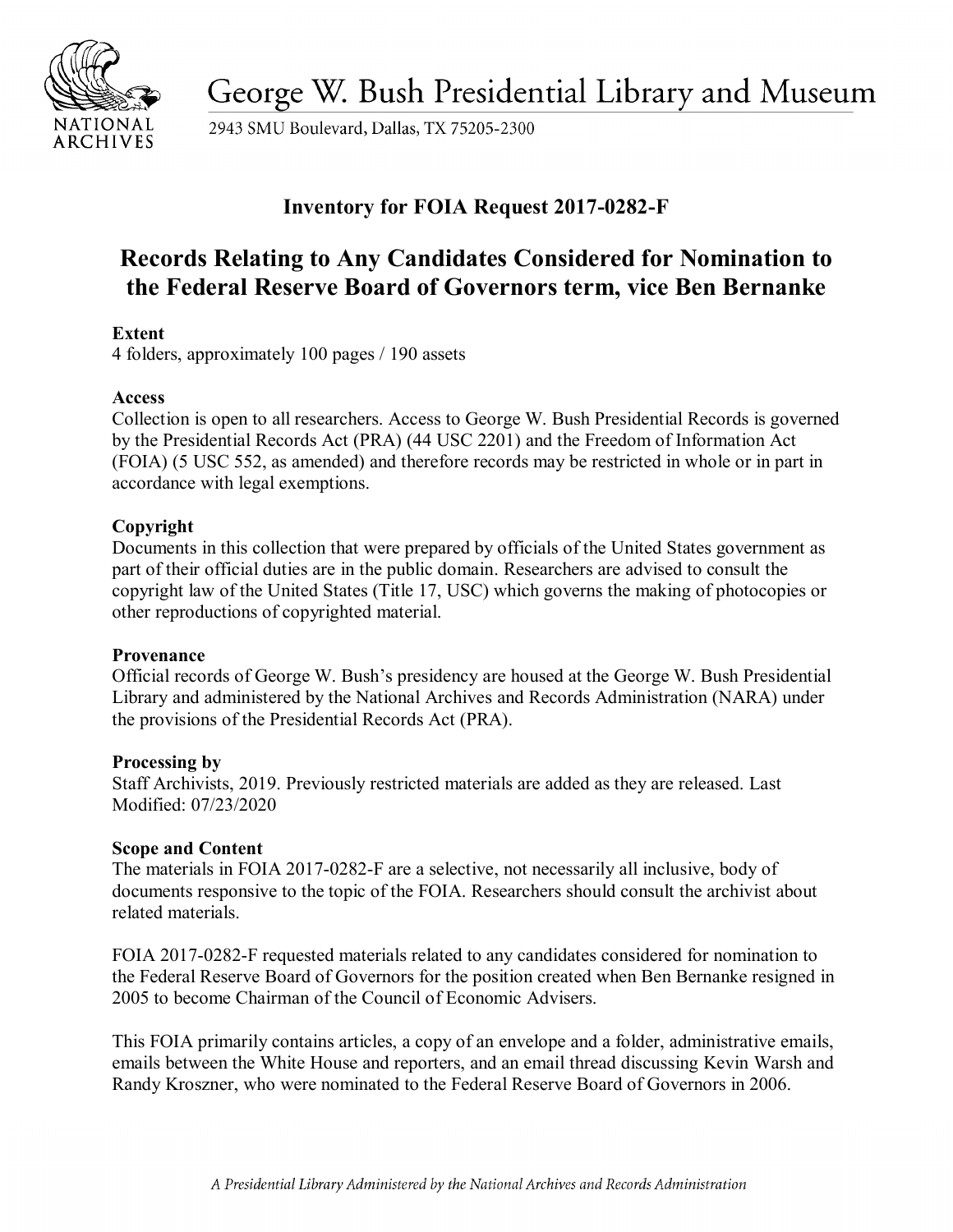George W. Bush Presidential Library and Museum

2943 SMU Boulevard, Dallas, TX 75205-2300

## Inventory for FOIA Request 2017-0282-F

# Records Relating to Any Candidates Considered for Nomination to the Federal Reserve Board of Governors term, vice Ben Bernanke

**Extent**
4 folders, approximately 100 pages / 190 assets

**Access**
Collection is open to all researchers. Access to George W. Bush Presidential Records is governed by the Presidential Records Act (PRA) (44 USC 2201) and the Freedom of Information Act (FOIA) (5 USC 552, as amended) and therefore records may be restricted in whole or in part in accordance with legal exemptions.

**Copyright**
Documents in this collection that were prepared by officials of the United States government as part of their official duties are in the public domain. Researchers are advised to consult the copyright law of the United States (Title 17, USC) which governs the making of photocopies or other reproductions of copyrighted material.

**Provenance**
Official records of George W. Bush's presidency are housed at the George W. Bush Presidential Library and administered by the National Archives and Records Administration (NARA) under the provisions of the Presidential Records Act (PRA).

**Processing by**
Staff Archivists, 2019. Previously restricted materials are added as they are released. Last Modified: 07/23/2020

**Scope and Content**
The materials in FOIA 2017-0282-F are a selective, not necessarily all inclusive, body of documents responsive to the topic of the FOIA. Researchers should consult the archivist about related materials.

FOIA 2017-0282-F requested materials related to any candidates considered for nomination to the Federal Reserve Board of Governors for the position created when Ben Bernanke resigned in 2005 to become Chairman of the Council of Economic Advisers.

This FOIA primarily contains articles, a copy of an envelope and a folder, administrative emails, emails between the White House and reporters, and an email thread discussing Kevin Warsh and Randy Kroszner, who were nominated to the Federal Reserve Board of Governors in 2006.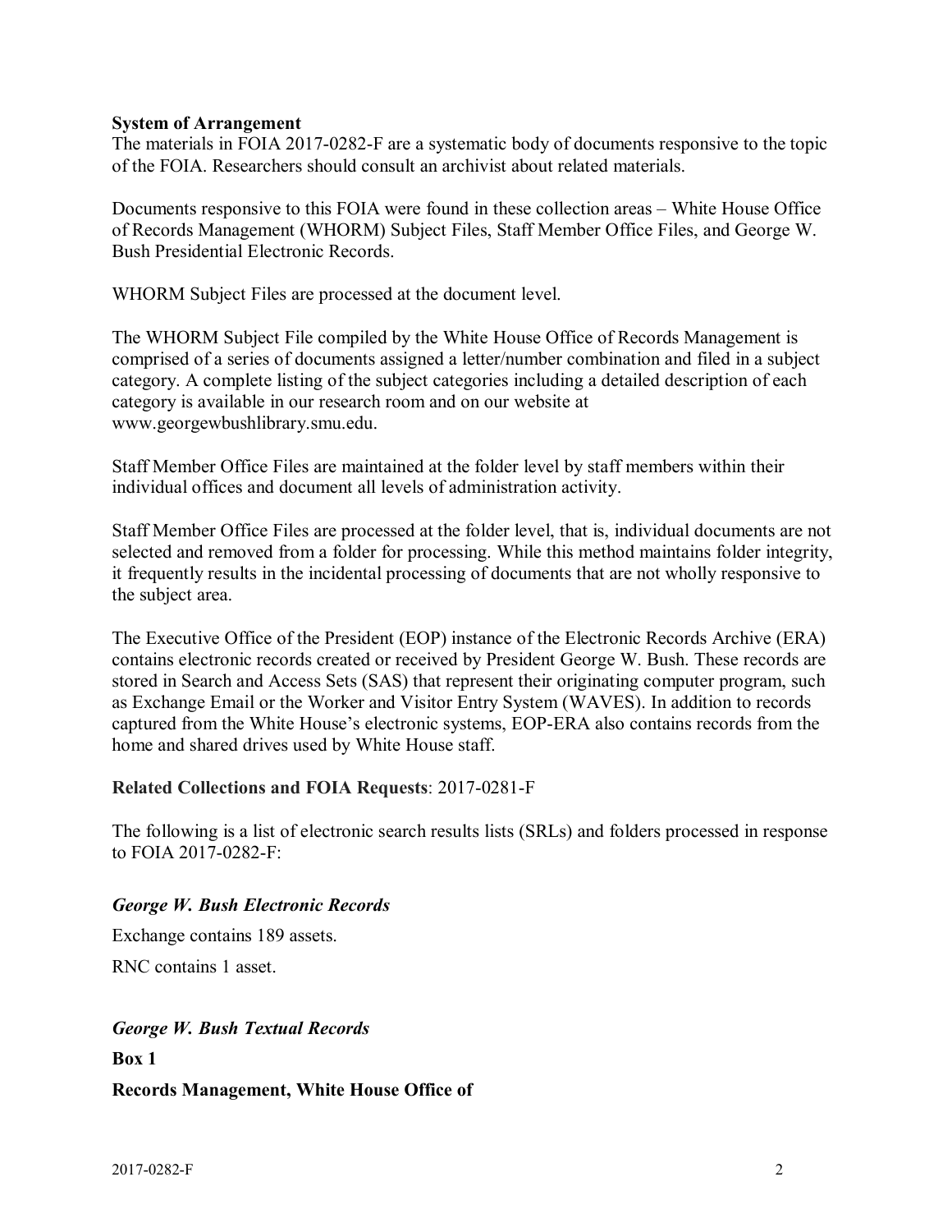**System of Arrangement**

The materials in FOIA 2017-0282-F are a systematic body of documents responsive to the topic of the FOIA. Researchers should consult an archivist about related materials.

Documents responsive to this FOIA were found in these collection areas – White House Office of Records Management (WHORM) Subject Files, Staff Member Office Files, and George W. Bush Presidential Electronic Records.

WHORM Subject Files are processed at the document level.

The WHORM Subject File compiled by the White House Office of Records Management is comprised of a series of documents assigned a letter/number combination and filed in a subject category. A complete listing of the subject categories including a detailed description of each category is available in our research room and on our website at www.georgewbushlibrary.smu.edu.

Staff Member Office Files are maintained at the folder level by staff members within their individual offices and document all levels of administration activity.

Staff Member Office Files are processed at the folder level, that is, individual documents are not selected and removed from a folder for processing. While this method maintains folder integrity, it frequently results in the incidental processing of documents that are not wholly responsive to the subject area.

The Executive Office of the President (EOP) instance of the Electronic Records Archive (ERA) contains electronic records created or received by President George W. Bush. These records are stored in Search and Access Sets (SAS) that represent their originating computer program, such as Exchange Email or the Worker and Visitor Entry System (WAVES). In addition to records captured from the White House's electronic systems, EOP-ERA also contains records from the home and shared drives used by White House staff.

**Related Collections and FOIA Requests**: 2017-0281-F

The following is a list of electronic search results lists (SRLs) and folders processed in response to FOIA 2017-0282-F:

***George W. Bush Electronic Records***

Exchange contains 189 assets.

RNC contains 1 asset.

***George W. Bush Textual Records***

**Box 1**

**Records Management, White House Office of**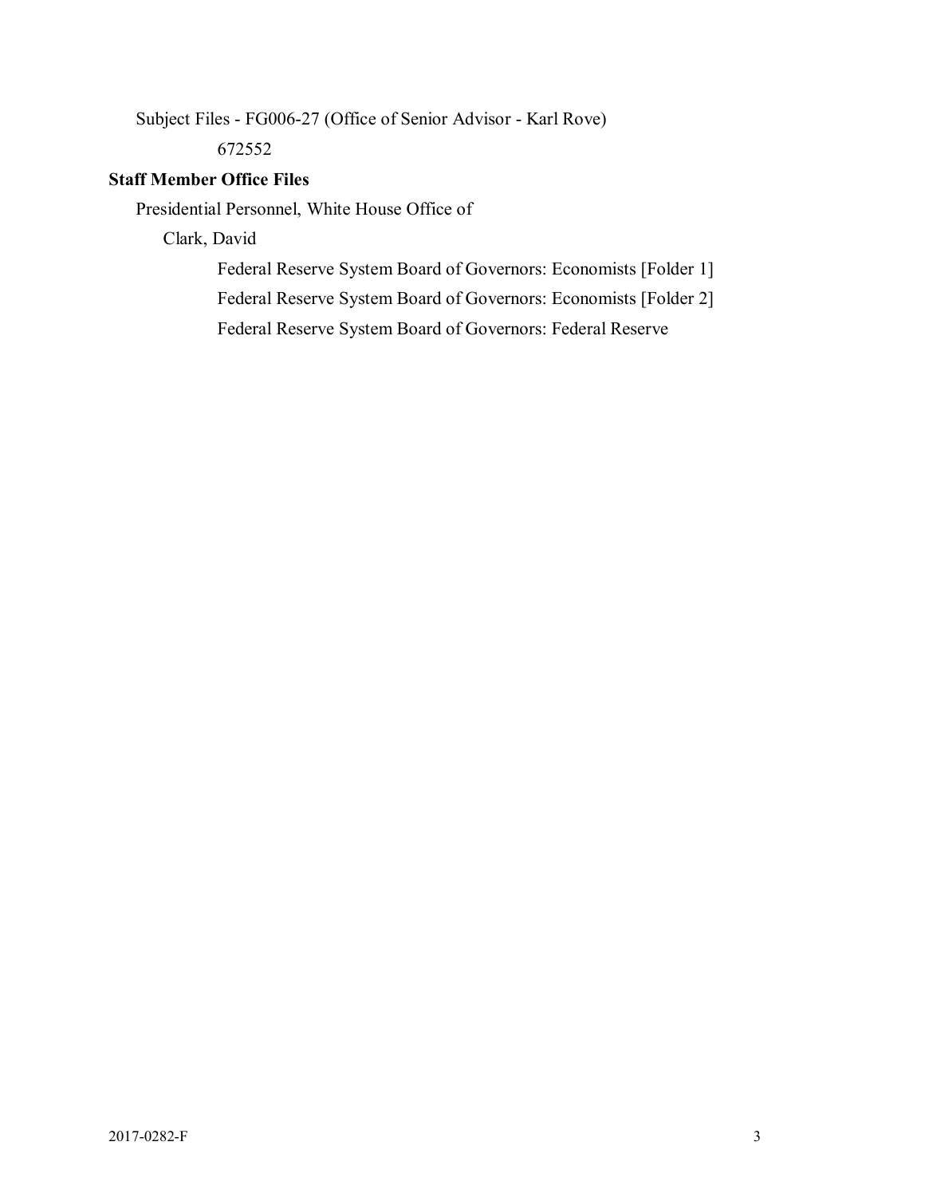Subject Files - FG006-27 (Office of Senior Advisor - Karl Rove)

672552

**Staff Member Office Files**

Presidential Personnel, White House Office of

Clark, David

Federal Reserve System Board of Governors: Economists [Folder 1]

Federal Reserve System Board of Governors: Economists [Folder 2]

Federal Reserve System Board of Governors: Federal Reserve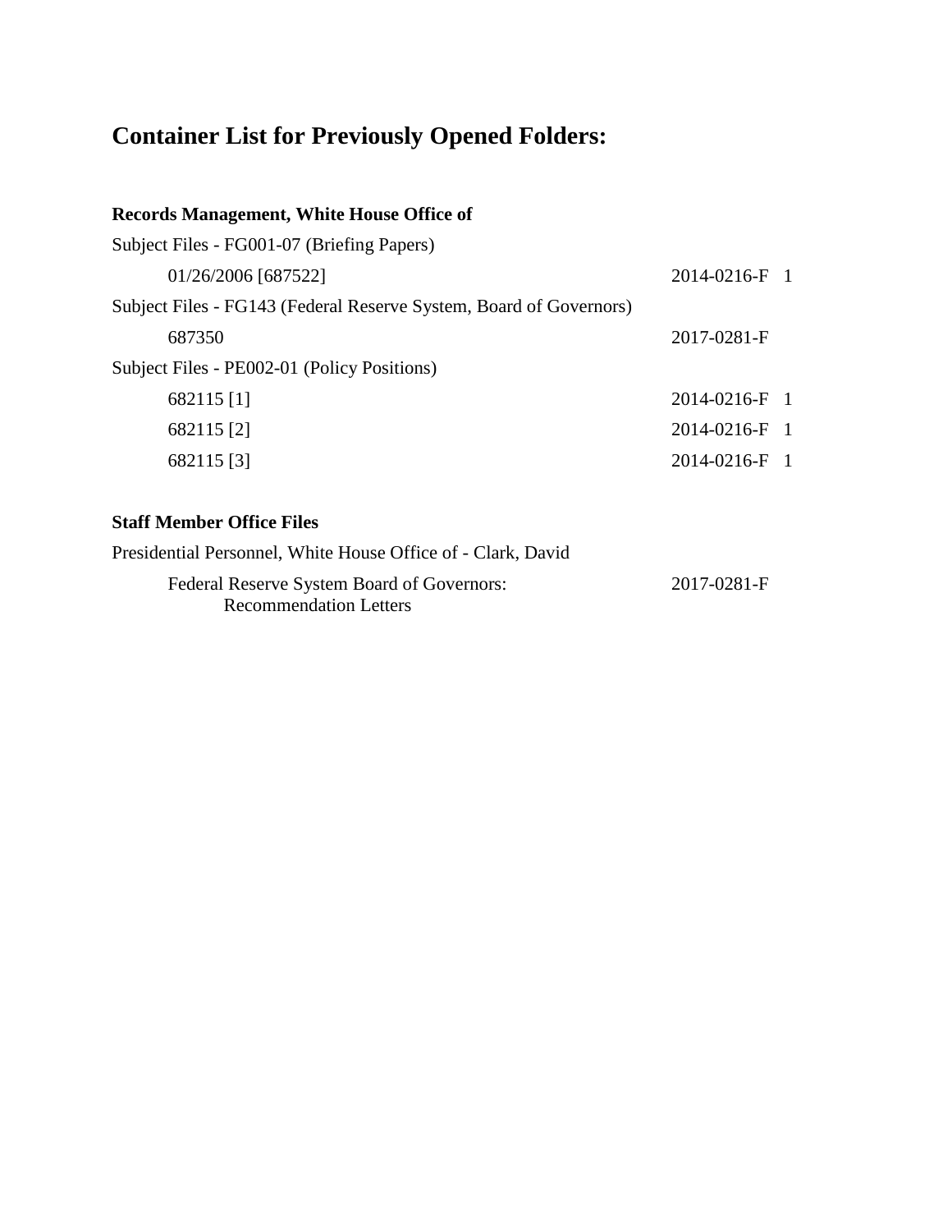# Container List for Previously Opened Folders:

**Records Management, White House Office of**

Subject Files - FG001-07 (Briefing Papers)

| | | |
|---|---|---|
| 01/26/2006 [687522] | 2014-0216-F | 1 |

Subject Files - FG143 (Federal Reserve System, Board of Governors)

| | | |
|---|---|---|
| 687350 | 2017-0281-F | |

Subject Files - PE002-01 (Policy Positions)

| | | |
|---|---|---|
| 682115 [1] | 2014-0216-F | 1 |
| 682115 [2] | 2014-0216-F | 1 |
| 682115 [3] | 2014-0216-F | 1 |

**Staff Member Office Files**

Presidential Personnel, White House Office of - Clark, David

| | | |
|---|---|---|
| Federal Reserve System Board of Governors: Recommendation Letters | 2017-0281-F | |